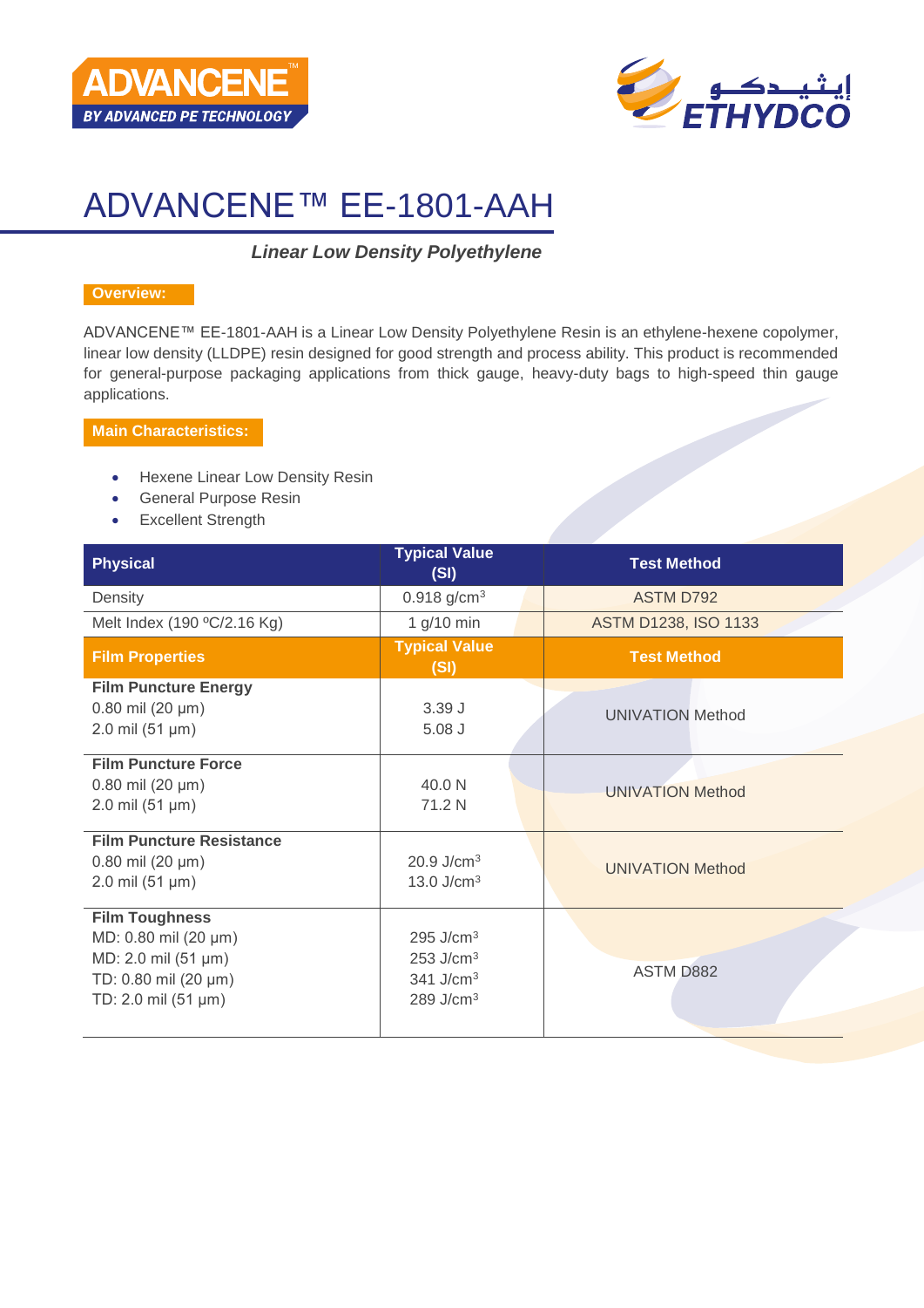# ADVANCENE™ EE-1801-AAH

***Linear Low Density Polyethylene***

**Overview:**

ADVANCENE™ EE-1801-AAH is a Linear Low Density Polyethylene Resin is an ethylene-hexene copolymer, linear low density (LLDPE) resin designed for good strength and process ability. This product is recommended for general-purpose packaging applications from thick gauge, heavy-duty bags to high-speed thin gauge applications.

**Main Characteristics:**

- Hexene Linear Low Density Resin
- General Purpose Resin
- Excellent Strength

| Physical | Typical Value (SI) | Test Method |
|---|---|---|
| Density | 0.918 g/cm$^3$ | ASTM D792 |
| Melt Index (190 ºC/2.16 Kg) | 1 g/10 min | ASTM D1238, ISO 1133 |
| **Film Properties** | **Typical Value (SI)** | **Test Method** |
| **Film Puncture Energy**<br>0.80 mil (20 µm)<br>2.0 mil (51 µm) | <br>3.39 J<br>5.08 J | UNIVATION Method |
| **Film Puncture Force**<br>0.80 mil (20 µm)<br>2.0 mil (51 µm) | <br>40.0 N<br>71.2 N | UNIVATION Method |
| **Film Puncture Resistance**<br>0.80 mil (20 µm)<br>2.0 mil (51 µm) | <br>20.9 J/cm$^3$<br>13.0 J/cm$^3$ | UNIVATION Method |
| **Film Toughness**<br>MD: 0.80 mil (20 µm)<br>MD: 2.0 mil (51 µm)<br>TD: 0.80 mil (20 µm)<br>TD: 2.0 mil (51 µm) | <br>295 J/cm$^3$<br>253 J/cm$^3$<br>341 J/cm$^3$<br>289 J/cm$^3$ | ASTM D882 |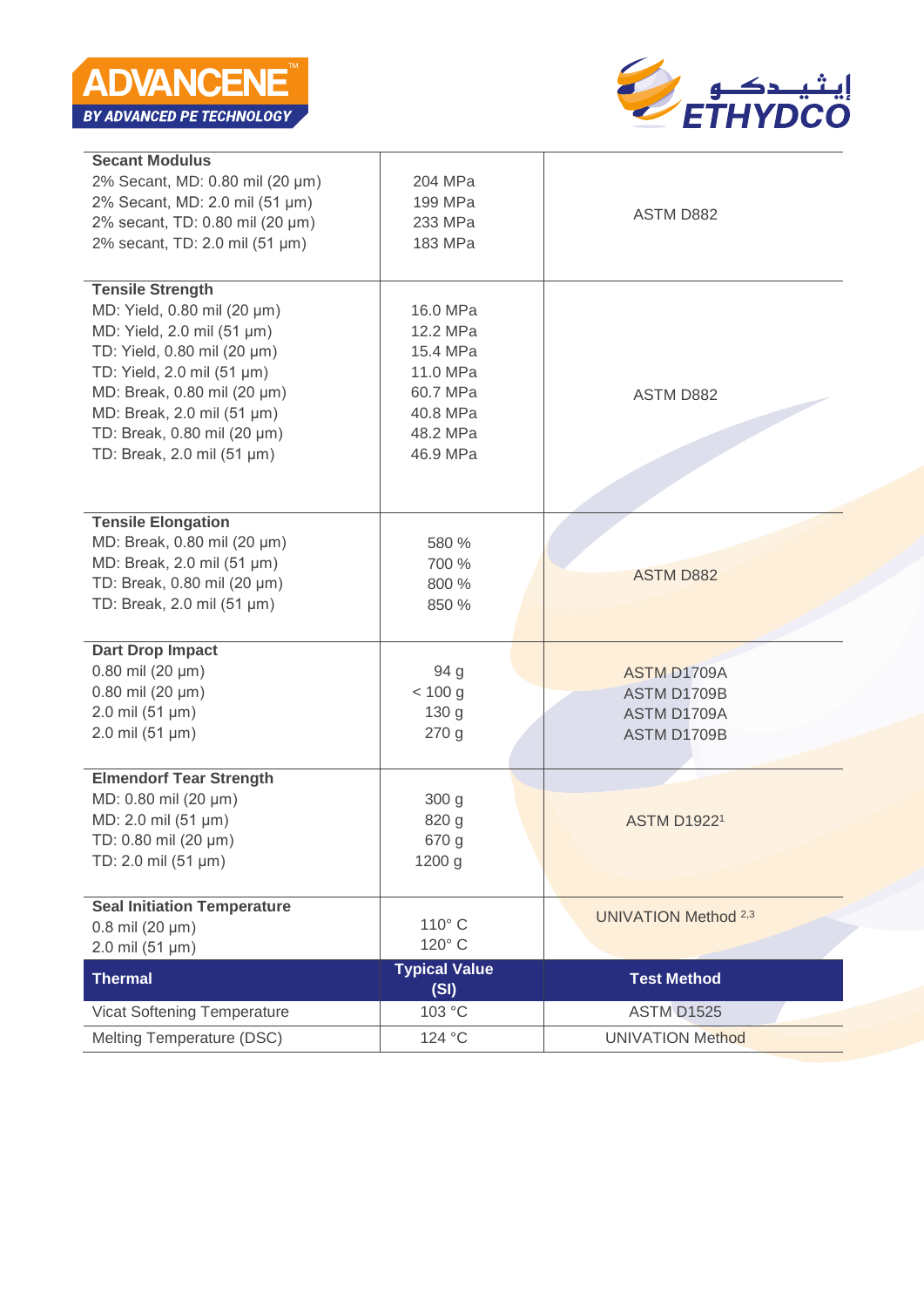| | | |
|---|---|---|
| **Secant Modulus**<br>2% Secant, MD: 0.80 mil (20 µm)<br>2% Secant, MD: 2.0 mil (51 µm)<br>2% secant, TD: 0.80 mil (20 µm)<br>2% secant, TD: 2.0 mil (51 µm) | 204 MPa<br>199 MPa<br>233 MPa<br>183 MPa | ASTM D882 |
| **Tensile Strength**<br>MD: Yield, 0.80 mil (20 µm)<br>MD: Yield, 2.0 mil (51 µm)<br>TD: Yield, 0.80 mil (20 µm)<br>TD: Yield, 2.0 mil (51 µm)<br>MD: Break, 0.80 mil (20 µm)<br>MD: Break, 2.0 mil (51 µm)<br>TD: Break, 0.80 mil (20 µm)<br>TD: Break, 2.0 mil (51 µm) | 16.0 MPa<br>12.2 MPa<br>15.4 MPa<br>11.0 MPa<br>60.7 MPa<br>40.8 MPa<br>48.2 MPa<br>46.9 MPa | ASTM D882 |
| **Tensile Elongation**<br>MD: Break, 0.80 mil (20 µm)<br>MD: Break, 2.0 mil (51 µm)<br>TD: Break, 0.80 mil (20 µm)<br>TD: Break, 2.0 mil (51 µm) | 580 %<br>700 %<br>800 %<br>850 % | ASTM D882 |
| **Dart Drop Impact**<br>0.80 mil (20 µm)<br>0.80 mil (20 µm)<br>2.0 mil (51 µm)<br>2.0 mil (51 µm) | 94 g<br>< 100 g<br>130 g<br>270 g | ASTM D1709A<br>ASTM D1709B<br>ASTM D1709A<br>ASTM D1709B |
| **Elmendorf Tear Strength**<br>MD: 0.80 mil (20 µm)<br>MD: 2.0 mil (51 µm)<br>TD: 0.80 mil (20 µm)<br>TD: 2.0 mil (51 µm) | 300 g<br>820 g<br>670 g<br>1200 g | ASTM D1922[1] |
| **Seal Initiation Temperature**<br>0.8 mil (20 µm)<br>2.0 mil (51 µm) | 110° C<br>120° C | UNIVATION Method [2,3] |

| Thermal | Typical Value (SI) | Test Method |
|---|---|---|
| Vicat Softening Temperature | 103 °C | ASTM D1525 |
| Melting Temperature (DSC) | 124 °C | UNIVATION Method |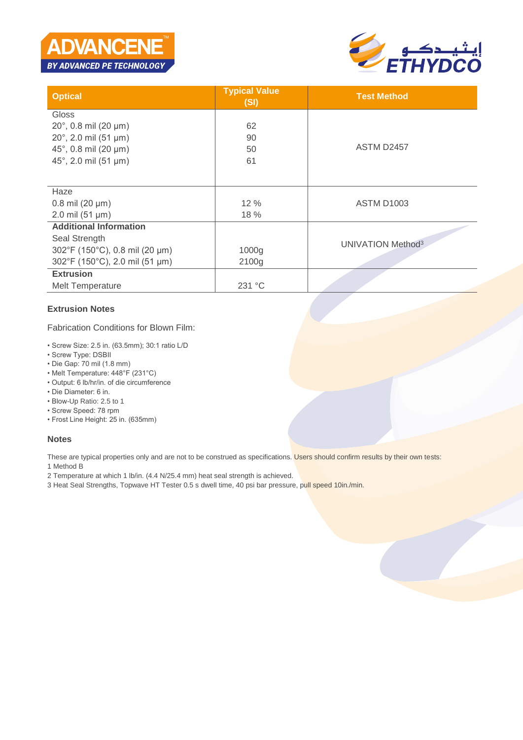| Optical | Typical Value (SI) | Test Method |
|---|---|---|
| Gloss | | |
| 20°, 0.8 mil (20 µm) | 62 | ASTM D2457 |
| 20°, 2.0 mil (51 µm) | 90 | |
| 45°, 0.8 mil (20 µm) | 50 | |
| 45°, 2.0 mil (51 µm) | 61 | |
| Haze | | |
| 0.8 mil (20 µm) | 12 % | ASTM D1003 |
| 2.0 mil (51 µm) | 18 % | |
| **Additional Information** | | |
| Seal Strength | | UNIVATION Method[3] |
| 302°F (150°C), 0.8 mil (20 µm) | 1000g | |
| 302°F (150°C), 2.0 mil (51 µm) | 2100g | |
| **Extrusion** | | |
| Melt Temperature | 231 °C | |

### Extrusion Notes

Fabrication Conditions for Blown Film:

- Screw Size: 2.5 in. (63.5mm); 30:1 ratio L/D
- Screw Type: DSBII
- Die Gap: 70 mil (1.8 mm)
- Melt Temperature: 448°F (231°C)
- Output: 6 lb/hr/in. of die circumference
- Die Diameter: 6 in.
- Blow-Up Ratio: 2.5 to 1
- Screw Speed: 78 rpm
- Frost Line Height: 25 in. (635mm)

### Notes

These are typical properties only and are not to be construed as specifications. Users should confirm results by their own tests:

1 Method B

2 Temperature at which 1 lb/in. (4.4 N/25.4 mm) heat seal strength is achieved.

3 Heat Seal Strengths, Topwave HT Tester 0.5 s dwell time, 40 psi bar pressure, pull speed 10in./min.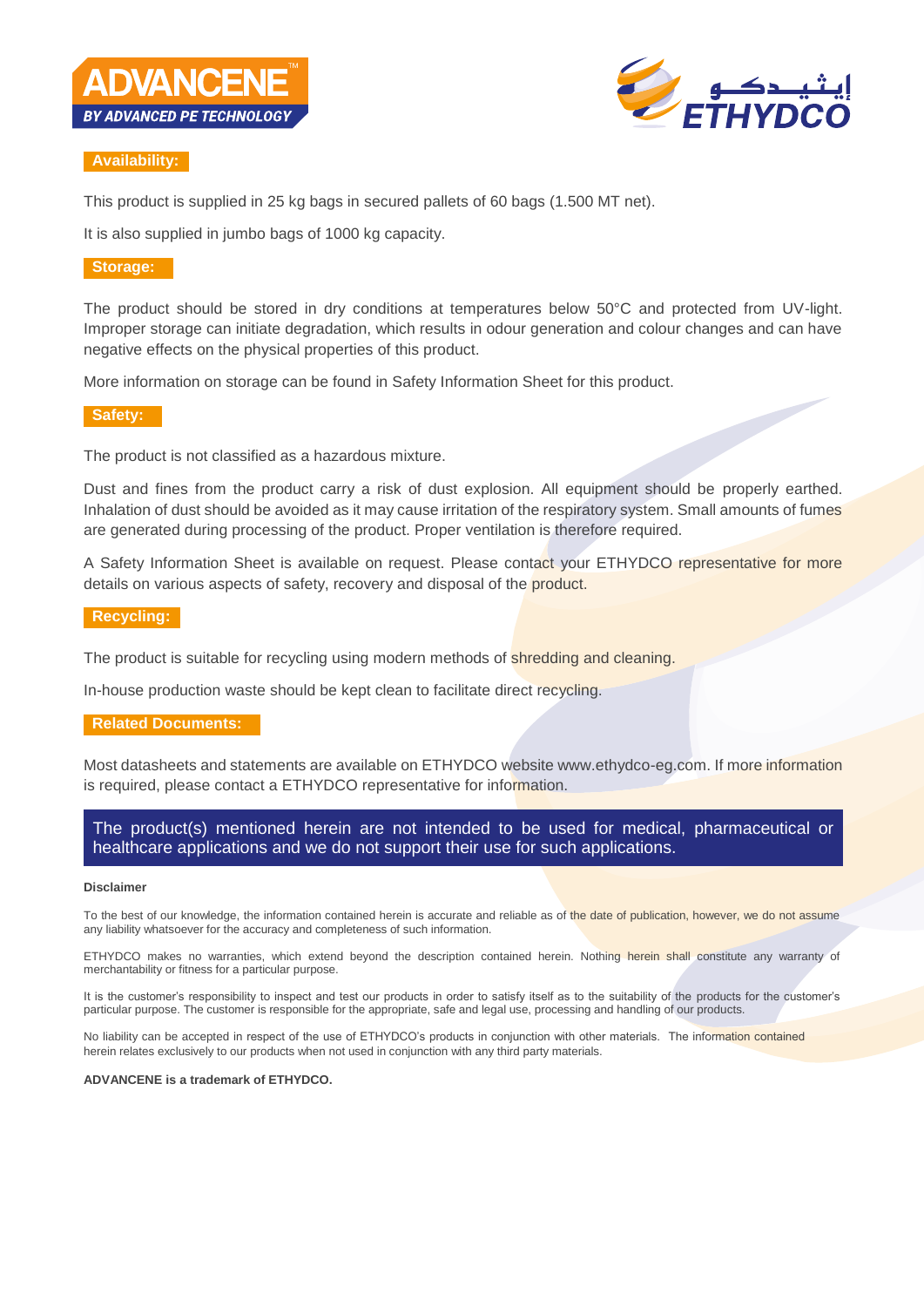ADVANCENE™
BY ADVANCED PE TECHNOLOGY

إيثيدكو ETHYDCO

## Availability:

This product is supplied in 25 kg bags in secured pallets of 60 bags (1.500 MT net).

It is also supplied in jumbo bags of 1000 kg capacity.

## Storage:

The product should be stored in dry conditions at temperatures below 50°C and protected from UV-light. Improper storage can initiate degradation, which results in odour generation and colour changes and can have negative effects on the physical properties of this product.

More information on storage can be found in Safety Information Sheet for this product.

## Safety:

The product is not classified as a hazardous mixture.

Dust and fines from the product carry a risk of dust explosion. All equipment should be properly earthed. Inhalation of dust should be avoided as it may cause irritation of the respiratory system. Small amounts of fumes are generated during processing of the product. Proper ventilation is therefore required.

A Safety Information Sheet is available on request. Please contact your ETHYDCO representative for more details on various aspects of safety, recovery and disposal of the product.

## Recycling:

The product is suitable for recycling using modern methods of shredding and cleaning.

In-house production waste should be kept clean to facilitate direct recycling.

## Related Documents:

Most datasheets and statements are available on ETHYDCO website www.ethydco-eg.com. If more information is required, please contact a ETHYDCO representative for information.

The product(s) mentioned herein are not intended to be used for medical, pharmaceutical or healthcare applications and we do not support their use for such applications.

**Disclaimer**

To the best of our knowledge, the information contained herein is accurate and reliable as of the date of publication, however, we do not assume any liability whatsoever for the accuracy and completeness of such information.

ETHYDCO makes no warranties, which extend beyond the description contained herein. Nothing herein shall constitute any warranty of merchantability or fitness for a particular purpose.

It is the customer's responsibility to inspect and test our products in order to satisfy itself as to the suitability of the products for the customer's particular purpose. The customer is responsible for the appropriate, safe and legal use, processing and handling of our products.

No liability can be accepted in respect of the use of ETHYDCO's products in conjunction with other materials. The information contained herein relates exclusively to our products when not used in conjunction with any third party materials.

**ADVANCENE is a trademark of ETHYDCO.**